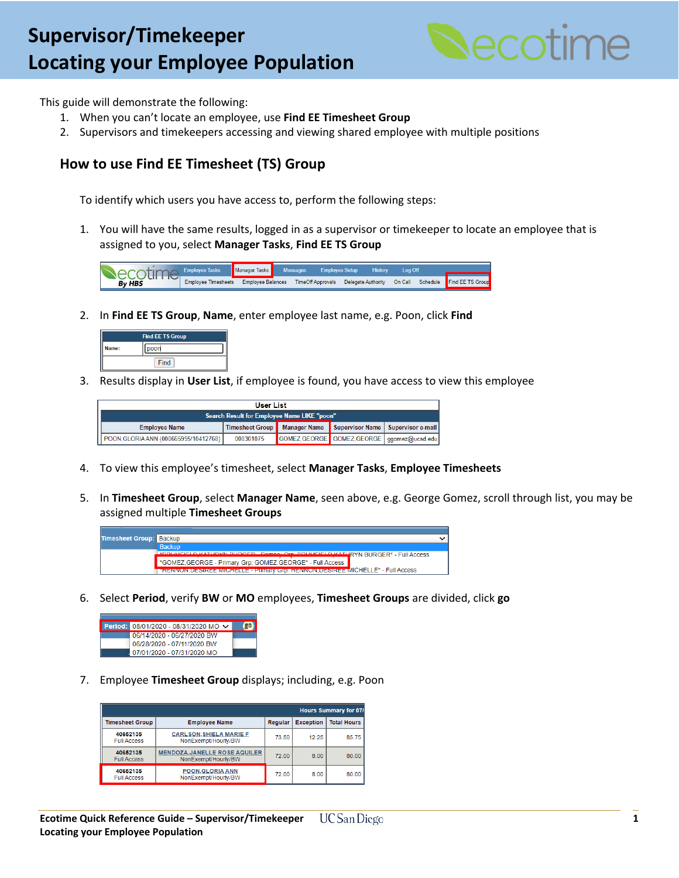# Supervisor/Timekeeper Locating your Employee Population

This guide will demonstrate the following:

1. When you can't locate an employee, use **Find EE Timesheet Group**
2. Supervisors and timekeepers accessing and viewing shared employee with multiple positions

## How to use Find EE Timesheet (TS) Group

To identify which users you have access to, perform the following steps:

1. You will have the same results, logged in as a supervisor or timekeeper to locate an employee that is assigned to you, select **Manager Tasks**, **Find EE TS Group**

2. In **Find EE TS Group**, **Name**, enter employee last name, e.g. Poon, click **Find**

3. Results display in **User List**, if employee is found, you have access to view this employee

| Employee Name | Timesheet Group | Manager Name | Supervisor Name | Supervisor e-mail |
|---|---|---|---|---|
| POON,GLORIA ANN (000665995/10412768) | 000301075 | GOMEZ,GEORGE | GOMEZ,GEORGE | ggomez@ucsd.edu |

4. To view this employee's timesheet, select **Manager Tasks**, **Employee Timesheets**

5. In **Timesheet Group**, select **Manager Name**, seen above, e.g. George Gomez, scroll through list, you may be assigned multiple **Timesheet Groups**

6. Select **Period**, verify **BW** or **MO** employees, **Timesheet Groups** are divided, click **go**

7. Employee **Timesheet Group** displays; including, e.g. Poon

| Timesheet Group | Employee Name | Regular | Exception | Total Hours |
|---|---|---|---|---|
| 40652135 Full Access | CARLSON,SHIELA MARIE F NonExempt/Hourly/BW | 73.50 | 12.25 | 85.75 |
| 40652135 Full Access | MENDOZA,JANELLE ROSE AQUILER NonExempt/Hourly/BW | 72.00 | 8.00 | 80.00 |
| 40652135 Full Access | POON,GLORIA ANN NonExempt/Hourly/BW | 72.00 | 8.00 | 80.00 |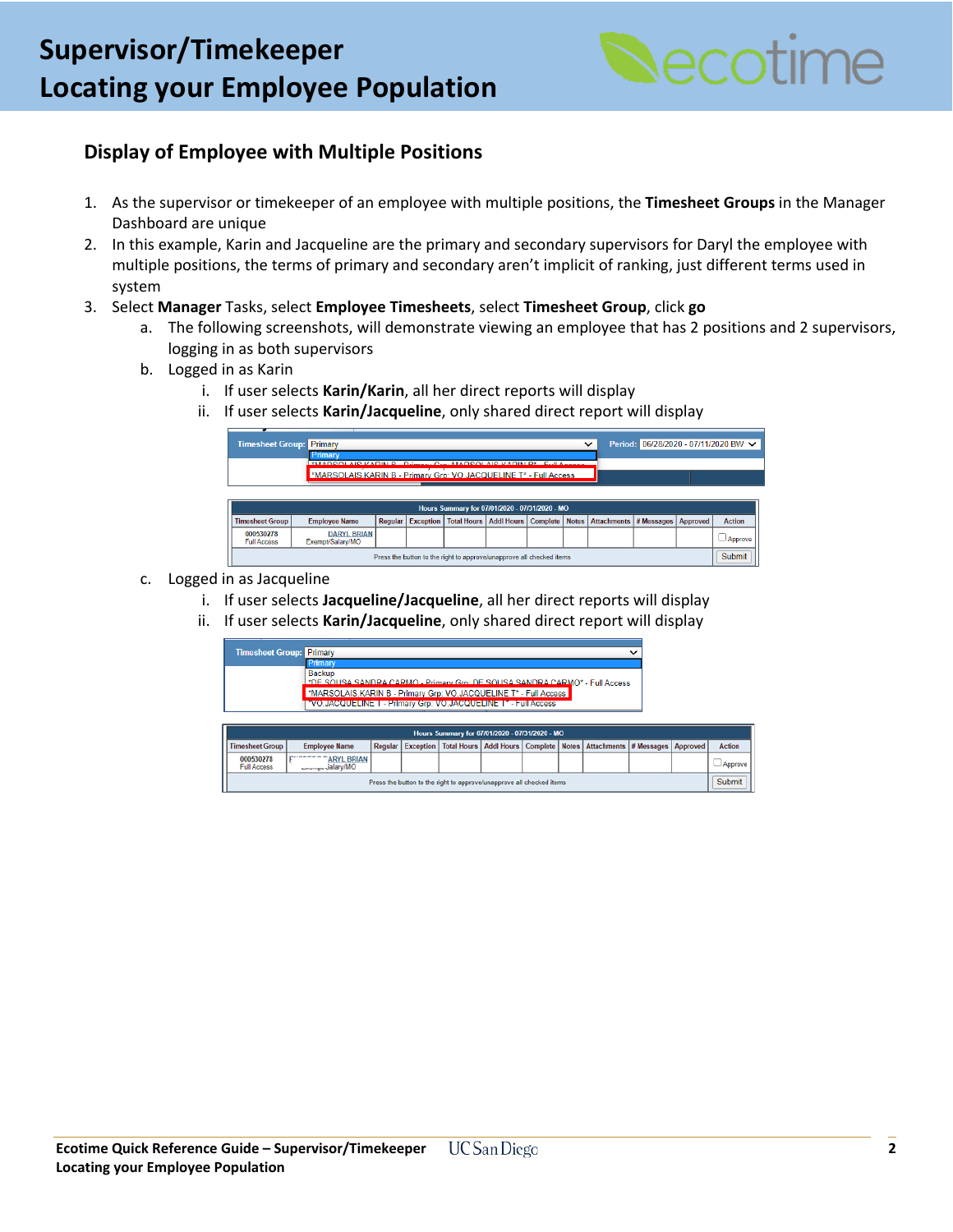## Display of Employee with Multiple Positions

1. As the supervisor or timekeeper of an employee with multiple positions, the **Timesheet Groups** in the Manager Dashboard are unique
2. In this example, Karin and Jacqueline are the primary and secondary supervisors for Daryl the employee with multiple positions, the terms of primary and secondary aren't implicit of ranking, just different terms used in system
3. Select **Manager** Tasks, select **Employee Timesheets**, select **Timesheet Group**, click **go**
   a. The following screenshots, will demonstrate viewing an employee that has 2 positions and 2 supervisors, logging in as both supervisors
   b. Logged in as Karin
      i. If user selects **Karin/Karin**, all her direct reports will display
      ii. If user selects **Karin/Jacqueline**, only shared direct report will display

Timesheet Group: Primary

Primary

*MARSOLAIS KARIN B - Primary Grp: MARSOLAIS KARIN B* - Full Access

*MARSOLAIS KARIN B - Primary Grp: VO JACQUELINE T* - Full Access

Period: 06/28/2020 - 07/11/2020 BW

| Hours Summary for 07/01/2020 - 07/31/2020 - MO | | | | | | | | | | | | |
|---|---|---|---|---|---|---|---|---|---|---|---|---|
| Timesheet Group | Employee Name | Regular | Exception | Total Hours | Addl Hours | Complete | Notes | Attachments | # Messages | Approved | Action |
| 000530278 Full Access | DARYL BRIAN Exempt/Salary/MO | | | | | | | | | | Approve |
| Press the button to the right to approve/unapprove all checked items | | | | | | | | | | | Submit |

   c. Logged in as Jacqueline
      i. If user selects **Jacqueline/Jacqueline**, all her direct reports will display
      ii. If user selects **Karin/Jacqueline**, only shared direct report will display

Timesheet Group: Primary

Primary

Backup

*DE SOUSA SANDRA CARMO - Primary Grp: DE SOUSA SANDRA CARMO* - Full Access

*MARSOLAIS KARIN B - Primary Grp: VO JACQUELINE T* - Full Access

*VO JACQUELINE T - Primary Grp: VO JACQUELINE T* - Full Access

| Hours Summary for 07/01/2020 - 07/31/2020 - MO | | | | | | | | | | | | |
|---|---|---|---|---|---|---|---|---|---|---|---|---|
| Timesheet Group | Employee Name | Regular | Exception | Total Hours | Addl Hours | Complete | Notes | Attachments | # Messages | Approved | Action |
| 000530278 Full Access | DARYL BRIAN Exempt/Salary/MO | | | | | | | | | | Approve |
| Press the button to the right to approve/unapprove all checked items | | | | | | | | | | | Submit |